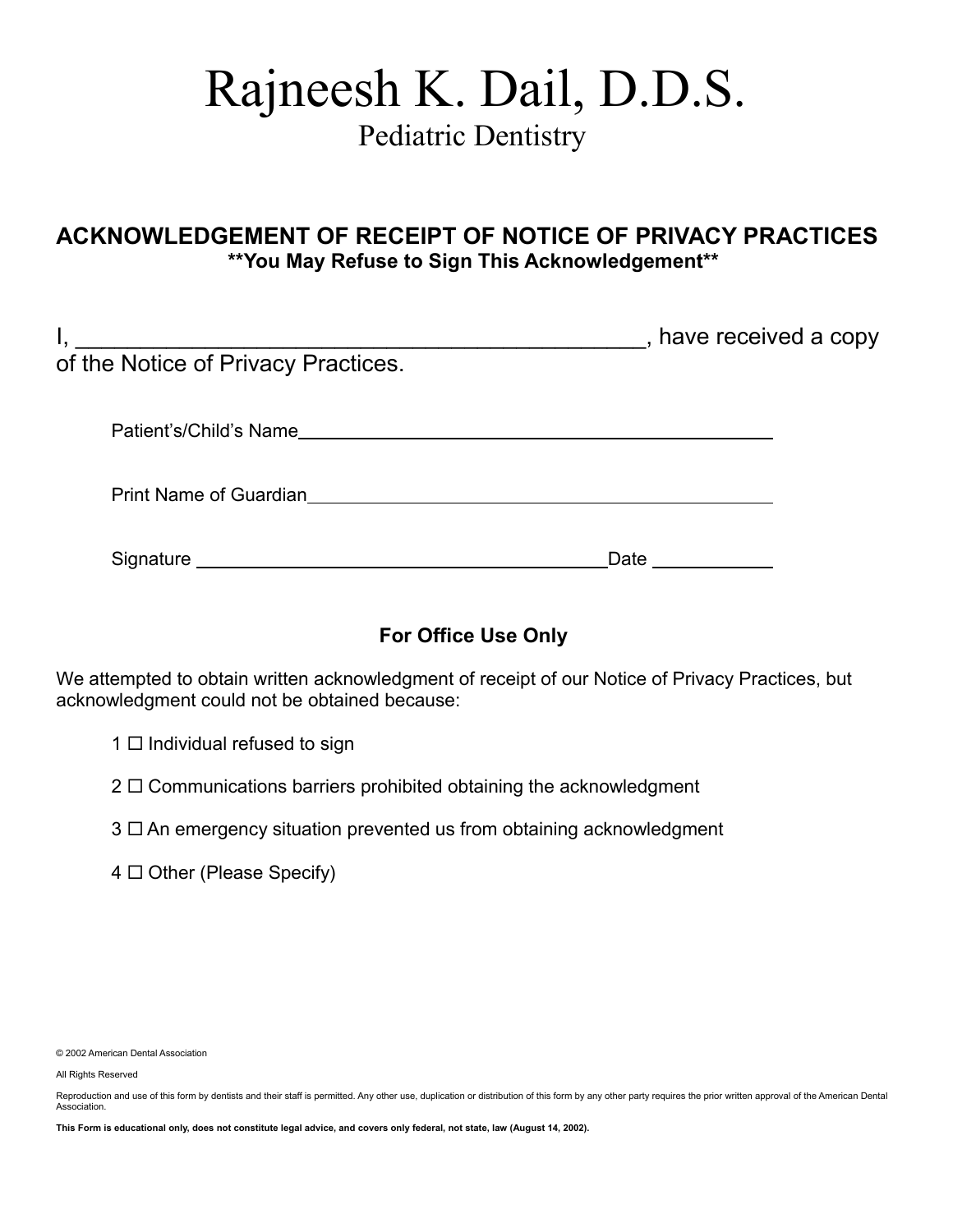# Rajneesh K. Dail, D.D.S.

Pediatric Dentistry

## ACKNOWLEDGEMENT OF RECEIPT OF NOTICE OF PRIVACY PRACTICES

**\*\*You May Refuse to Sign This Acknowledgement\*\***

I, _______________________________________________, have received a copy of the Notice of Privacy Practices.

Patient's/Child's Name ______________________________________________

Print Name of Guardian ______________________________________________

Signature ________________________________________ Date ____________

**For Office Use Only**

We attempted to obtain written acknowledgment of receipt of our Notice of Privacy Practices, but acknowledgment could not be obtained because:

1 ☐ Individual refused to sign

2 ☐ Communications barriers prohibited obtaining the acknowledgment

3 ☐ An emergency situation prevented us from obtaining acknowledgment

4 ☐ Other (Please Specify)

© 2002 American Dental Association

All Rights Reserved

Reproduction and use of this form by dentists and their staff is permitted. Any other use, duplication or distribution of this form by any other party requires the prior written approval of the American Dental Association.

**This Form is educational only, does not constitute legal advice, and covers only federal, not state, law (August 14, 2002).**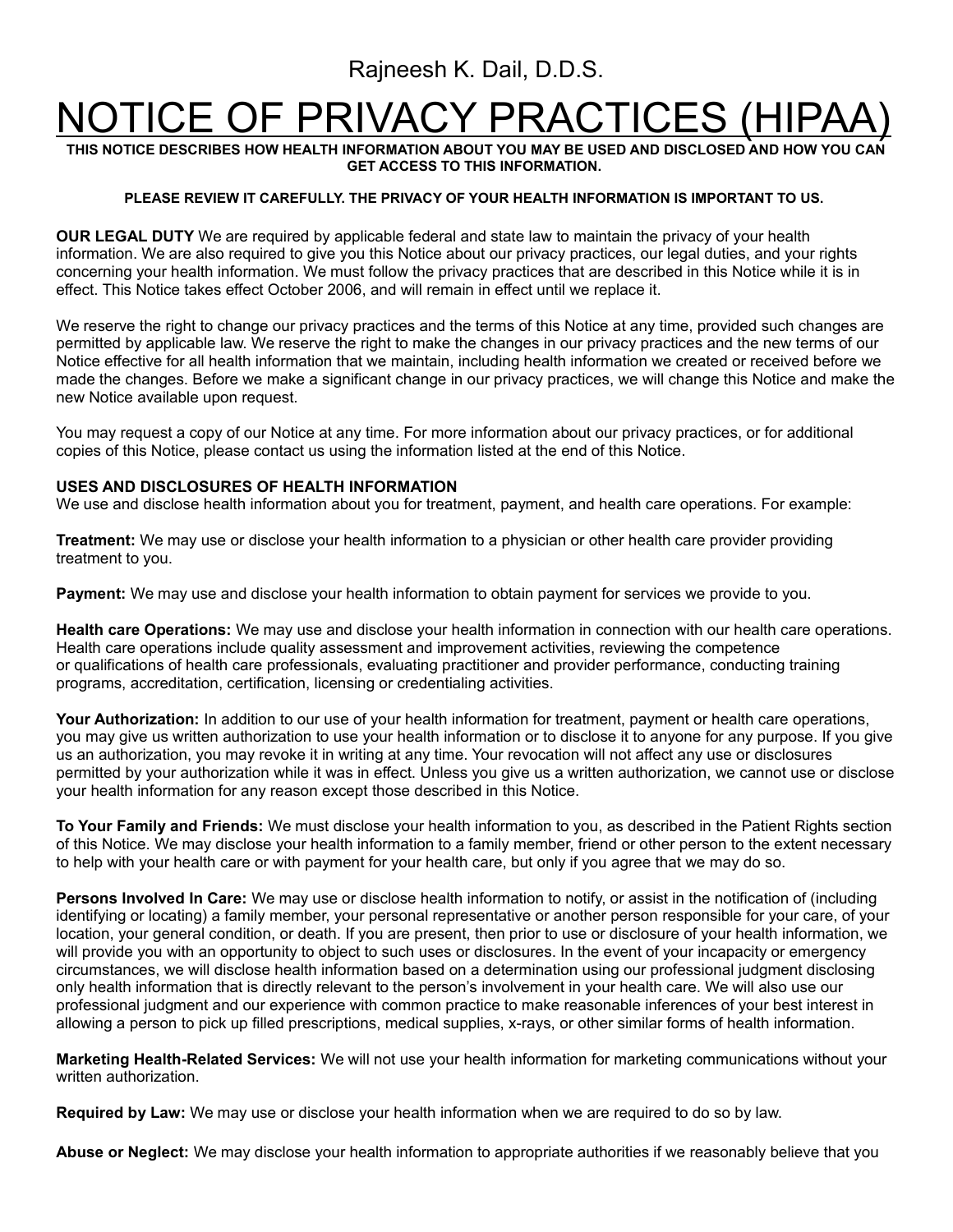Rajneesh K. Dail, D.D.S.

# NOTICE OF PRIVACY PRACTICES (HIPAA)

**THIS NOTICE DESCRIBES HOW HEALTH INFORMATION ABOUT YOU MAY BE USED AND DISCLOSED AND HOW YOU CAN GET ACCESS TO THIS INFORMATION.**

**PLEASE REVIEW IT CAREFULLY. THE PRIVACY OF YOUR HEALTH INFORMATION IS IMPORTANT TO US.**

**OUR LEGAL DUTY** We are required by applicable federal and state law to maintain the privacy of your health information. We are also required to give you this Notice about our privacy practices, our legal duties, and your rights concerning your health information. We must follow the privacy practices that are described in this Notice while it is in effect. This Notice takes effect October 2006, and will remain in effect until we replace it.

We reserve the right to change our privacy practices and the terms of this Notice at any time, provided such changes are permitted by applicable law. We reserve the right to make the changes in our privacy practices and the new terms of our Notice effective for all health information that we maintain, including health information we created or received before we made the changes. Before we make a significant change in our privacy practices, we will change this Notice and make the new Notice available upon request.

You may request a copy of our Notice at any time. For more information about our privacy practices, or for additional copies of this Notice, please contact us using the information listed at the end of this Notice.

**USES AND DISCLOSURES OF HEALTH INFORMATION**
We use and disclose health information about you for treatment, payment, and health care operations. For example:

**Treatment:** We may use or disclose your health information to a physician or other health care provider providing treatment to you.

**Payment:** We may use and disclose your health information to obtain payment for services we provide to you.

**Health care Operations:** We may use and disclose your health information in connection with our health care operations. Health care operations include quality assessment and improvement activities, reviewing the competence or qualifications of health care professionals, evaluating practitioner and provider performance, conducting training programs, accreditation, certification, licensing or credentialing activities.

**Your Authorization:** In addition to our use of your health information for treatment, payment or health care operations, you may give us written authorization to use your health information or to disclose it to anyone for any purpose. If you give us an authorization, you may revoke it in writing at any time. Your revocation will not affect any use or disclosures permitted by your authorization while it was in effect. Unless you give us a written authorization, we cannot use or disclose your health information for any reason except those described in this Notice.

**To Your Family and Friends:** We must disclose your health information to you, as described in the Patient Rights section of this Notice. We may disclose your health information to a family member, friend or other person to the extent necessary to help with your health care or with payment for your health care, but only if you agree that we may do so.

**Persons Involved In Care:** We may use or disclose health information to notify, or assist in the notification of (including identifying or locating) a family member, your personal representative or another person responsible for your care, of your location, your general condition, or death. If you are present, then prior to use or disclosure of your health information, we will provide you with an opportunity to object to such uses or disclosures. In the event of your incapacity or emergency circumstances, we will disclose health information based on a determination using our professional judgment disclosing only health information that is directly relevant to the person's involvement in your health care. We will also use our professional judgment and our experience with common practice to make reasonable inferences of your best interest in allowing a person to pick up filled prescriptions, medical supplies, x-rays, or other similar forms of health information.

**Marketing Health-Related Services:** We will not use your health information for marketing communications without your written authorization.

**Required by Law:** We may use or disclose your health information when we are required to do so by law.

**Abuse or Neglect:** We may disclose your health information to appropriate authorities if we reasonably believe that you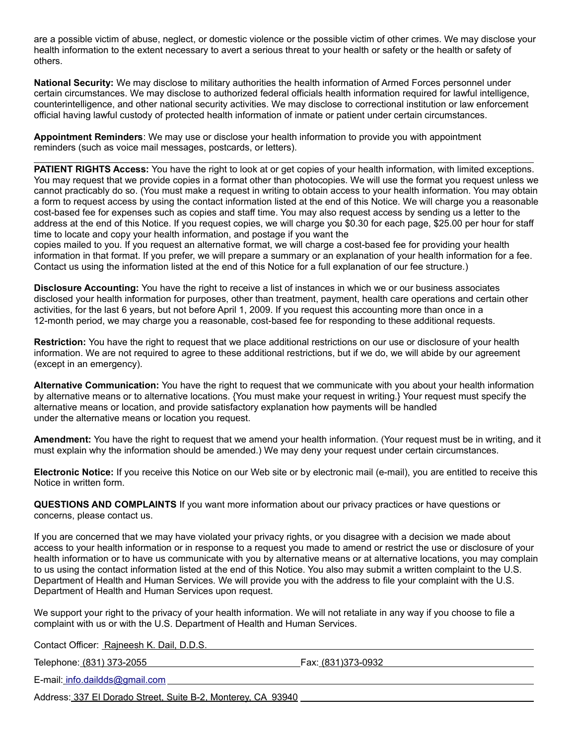are a possible victim of abuse, neglect, or domestic violence or the possible victim of other crimes. We may disclose your health information to the extent necessary to avert a serious threat to your health or safety or the health or safety of others.

**National Security:** We may disclose to military authorities the health information of Armed Forces personnel under certain circumstances. We may disclose to authorized federal officials health information required for lawful intelligence, counterintelligence, and other national security activities. We may disclose to correctional institution or law enforcement official having lawful custody of protected health information of inmate or patient under certain circumstances.

**Appointment Reminders**: We may use or disclose your health information to provide you with appointment reminders (such as voice mail messages, postcards, or letters).

---

**PATIENT RIGHTS Access:** You have the right to look at or get copies of your health information, with limited exceptions. You may request that we provide copies in a format other than photocopies. We will use the format you request unless we cannot practicably do so. (You must make a request in writing to obtain access to your health information. You may obtain a form to request access by using the contact information listed at the end of this Notice. We will charge you a reasonable cost-based fee for expenses such as copies and staff time. You may also request access by sending us a letter to the address at the end of this Notice. If you request copies, we will charge you $0.30 for each page, $25.00 per hour for staff time to locate and copy your health information, and postage if you want the copies mailed to you. If you request an alternative format, we will charge a cost-based fee for providing your health information in that format. If you prefer, we will prepare a summary or an explanation of your health information for a fee. Contact us using the information listed at the end of this Notice for a full explanation of our fee structure.)

**Disclosure Accounting:** You have the right to receive a list of instances in which we or our business associates disclosed your health information for purposes, other than treatment, payment, health care operations and certain other activities, for the last 6 years, but not before April 1, 2009. If you request this accounting more than once in a 12-month period, we may charge you a reasonable, cost-based fee for responding to these additional requests.

**Restriction:** You have the right to request that we place additional restrictions on our use or disclosure of your health information. We are not required to agree to these additional restrictions, but if we do, we will abide by our agreement (except in an emergency).

**Alternative Communication:** You have the right to request that we communicate with you about your health information by alternative means or to alternative locations. {You must make your request in writing.} Your request must specify the alternative means or location, and provide satisfactory explanation how payments will be handled under the alternative means or location you request.

**Amendment:** You have the right to request that we amend your health information. (Your request must be in writing, and it must explain why the information should be amended.) We may deny your request under certain circumstances.

**Electronic Notice:** If you receive this Notice on our Web site or by electronic mail (e-mail), you are entitled to receive this Notice in written form.

**QUESTIONS AND COMPLAINTS** If you want more information about our privacy practices or have questions or concerns, please contact us.

If you are concerned that we may have violated your privacy rights, or you disagree with a decision we made about access to your health information or in response to a request you made to amend or restrict the use or disclosure of your health information or to have us communicate with you by alternative means or at alternative locations, you may complain to us using the contact information listed at the end of this Notice. You also may submit a written complaint to the U.S. Department of Health and Human Services. We will provide you with the address to file your complaint with the U.S. Department of Health and Human Services upon request.

We support your right to the privacy of your health information. We will not retaliate in any way if you choose to file a complaint with us or with the U.S. Department of Health and Human Services.

Contact Officer: Rajneesh K. Dail, D.D.S.

Telephone: (831) 373-2055 Fax: (831)373-0932

E-mail: info.daildds@gmail.com

Address: 337 El Dorado Street, Suite B-2, Monterey, CA 93940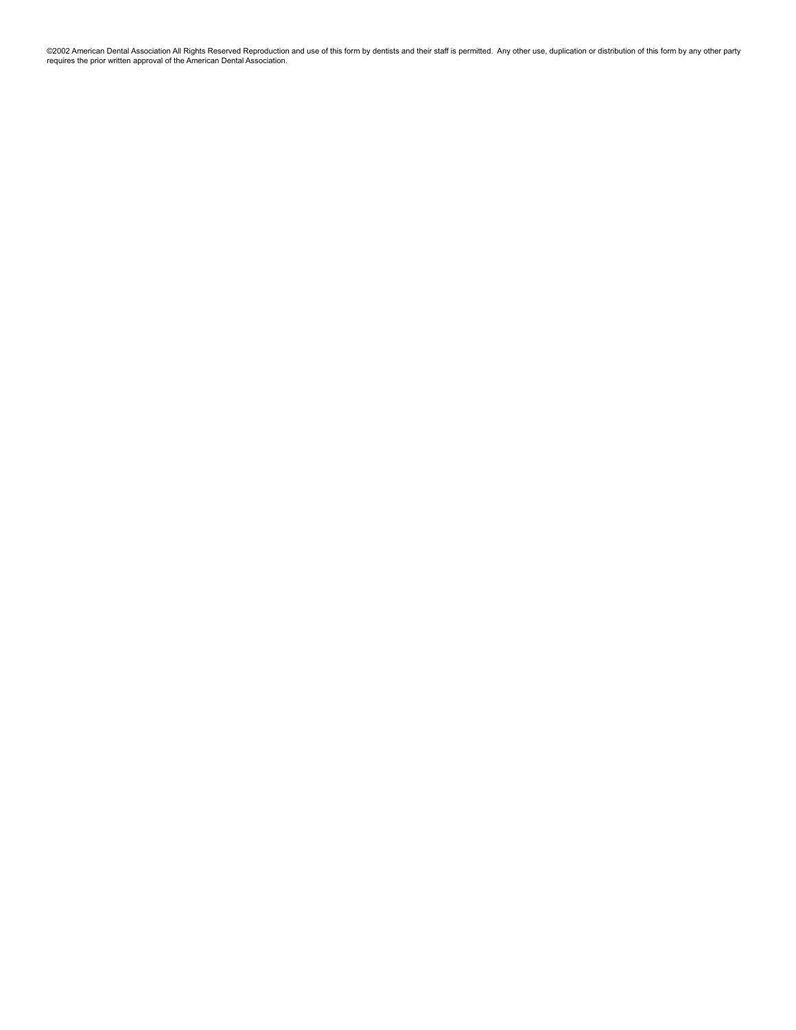©2002 American Dental Association All Rights Reserved Reproduction and use of this form by dentists and their staff is permitted. Any other use, duplication or distribution of this form by any other party requires the prior written approval of the American Dental Association.